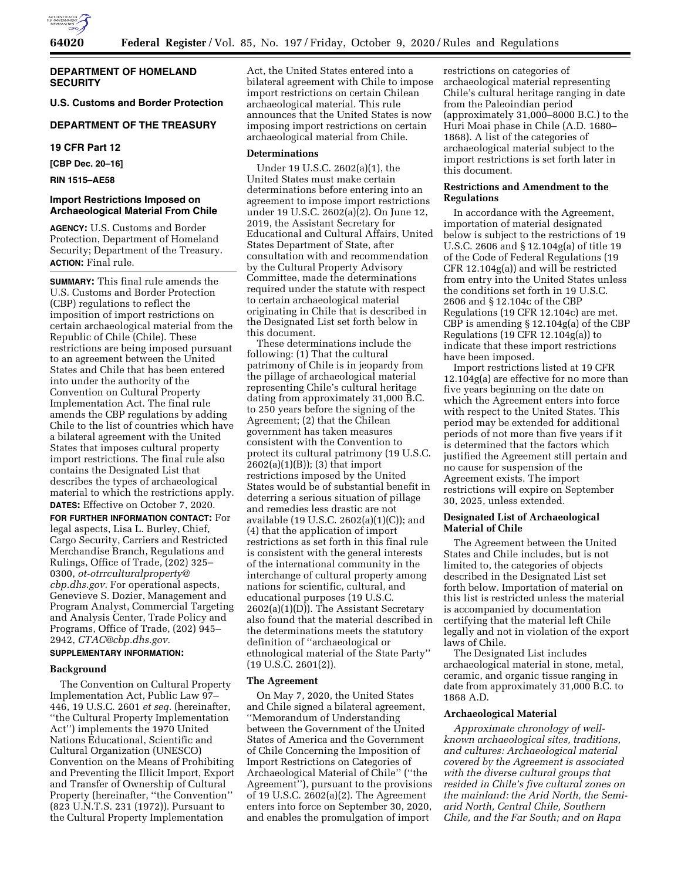**DEPARTMENT OF HOMELAND SECURITY**

**U.S. Customs and Border Protection**

**DEPARTMENT OF THE TREASURY**

**19 CFR Part 12**

**[CBP Dec. 20–16]**

**RIN 1515–AE58**

## Import Restrictions Imposed on Archaeological Material From Chile

**AGENCY:** U.S. Customs and Border Protection, Department of Homeland Security; Department of the Treasury.

**ACTION:** Final rule.

**SUMMARY:** This final rule amends the U.S. Customs and Border Protection (CBP) regulations to reflect the imposition of import restrictions on certain archaeological material from the Republic of Chile (Chile). These restrictions are being imposed pursuant to an agreement between the United States and Chile that has been entered into under the authority of the Convention on Cultural Property Implementation Act. The final rule amends the CBP regulations by adding Chile to the list of countries which have a bilateral agreement with the United States that imposes cultural property import restrictions. The final rule also contains the Designated List that describes the types of archaeological material to which the restrictions apply.

**DATES:** Effective on October 7, 2020.

**FOR FURTHER INFORMATION CONTACT:** For legal aspects, Lisa L. Burley, Chief, Cargo Security, Carriers and Restricted Merchandise Branch, Regulations and Rulings, Office of Trade, (202) 325–0300, *ot-otrrculturalproperty@cbp.dhs.gov.* For operational aspects, Genevieve S. Dozier, Management and Program Analyst, Commercial Targeting and Analysis Center, Trade Policy and Programs, Office of Trade, (202) 945–2942, *CTAC@cbp.dhs.gov.*

**SUPPLEMENTARY INFORMATION:**

### Background

The Convention on Cultural Property Implementation Act, Public Law 97–446, 19 U.S.C. 2601 *et seq.* (hereinafter, ''the Cultural Property Implementation Act'') implements the 1970 United Nations Educational, Scientific and Cultural Organization (UNESCO) Convention on the Means of Prohibiting and Preventing the Illicit Import, Export and Transfer of Ownership of Cultural Property (hereinafter, ''the Convention'' (823 U.N.T.S. 231 (1972)). Pursuant to the Cultural Property Implementation Act, the United States entered into a bilateral agreement with Chile to impose import restrictions on certain Chilean archaeological material. This rule announces that the United States is now imposing import restrictions on certain archaeological material from Chile.

### Determinations

Under 19 U.S.C. 2602(a)(1), the United States must make certain determinations before entering into an agreement to impose import restrictions under 19 U.S.C. 2602(a)(2). On June 12, 2019, the Assistant Secretary for Educational and Cultural Affairs, United States Department of State, after consultation with and recommendation by the Cultural Property Advisory Committee, made the determinations required under the statute with respect to certain archaeological material originating in Chile that is described in the Designated List set forth below in this document.

These determinations include the following: (1) That the cultural patrimony of Chile is in jeopardy from the pillage of archaeological material representing Chile's cultural heritage dating from approximately 31,000 B.C. to 250 years before the signing of the Agreement; (2) that the Chilean government has taken measures consistent with the Convention to protect its cultural patrimony (19 U.S.C. 2602(a)(1)(B)); (3) that import restrictions imposed by the United States would be of substantial benefit in deterring a serious situation of pillage and remedies less drastic are not available (19 U.S.C. 2602(a)(1)(C)); and (4) that the application of import restrictions as set forth in this final rule is consistent with the general interests of the international community in the interchange of cultural property among nations for scientific, cultural, and educational purposes (19 U.S.C. 2602(a)(1)(D)). The Assistant Secretary also found that the material described in the determinations meets the statutory definition of ''archaeological or ethnological material of the State Party'' (19 U.S.C. 2601(2)).

### The Agreement

On May 7, 2020, the United States and Chile signed a bilateral agreement, ''Memorandum of Understanding between the Government of the United States of America and the Government of Chile Concerning the Imposition of Import Restrictions on Categories of Archaeological Material of Chile'' (''the Agreement''), pursuant to the provisions of 19 U.S.C. 2602(a)(2). The Agreement enters into force on September 30, 2020, and enables the promulgation of import restrictions on categories of archaeological material representing Chile's cultural heritage ranging in date from the Paleoindian period (approximately 31,000–8000 B.C.) to the Huri Moai phase in Chile (A.D. 1680–1868). A list of the categories of archaeological material subject to the import restrictions is set forth later in this document.

### Restrictions and Amendment to the Regulations

In accordance with the Agreement, importation of material designated below is subject to the restrictions of 19 U.S.C. 2606 and § 12.104g(a) of title 19 of the Code of Federal Regulations (19 CFR 12.104g(a)) and will be restricted from entry into the United States unless the conditions set forth in 19 U.S.C. 2606 and § 12.104c of the CBP Regulations (19 CFR 12.104c) are met. CBP is amending § 12.104g(a) of the CBP Regulations (19 CFR 12.104g(a)) to indicate that these import restrictions have been imposed.

Import restrictions listed at 19 CFR 12.104g(a) are effective for no more than five years beginning on the date on which the Agreement enters into force with respect to the United States. This period may be extended for additional periods of not more than five years if it is determined that the factors which justified the Agreement still pertain and no cause for suspension of the Agreement exists. The import restrictions will expire on September 30, 2025, unless extended.

### Designated List of Archaeological Material of Chile

The Agreement between the United States and Chile includes, but is not limited to, the categories of objects described in the Designated List set forth below. Importation of material on this list is restricted unless the material is accompanied by documentation certifying that the material left Chile legally and not in violation of the export laws of Chile.

The Designated List includes archaeological material in stone, metal, ceramic, and organic tissue ranging in date from approximately 31,000 B.C. to 1868 A.D.

### Archaeological Material

*Approximate chronology of well-known archaeological sites, traditions, and cultures: Archaeological material covered by the Agreement is associated with the diverse cultural groups that resided in Chile's five cultural zones on the mainland: the Arid North, the Semi-arid North, Central Chile, Southern Chile, and the Far South; and on Rapa*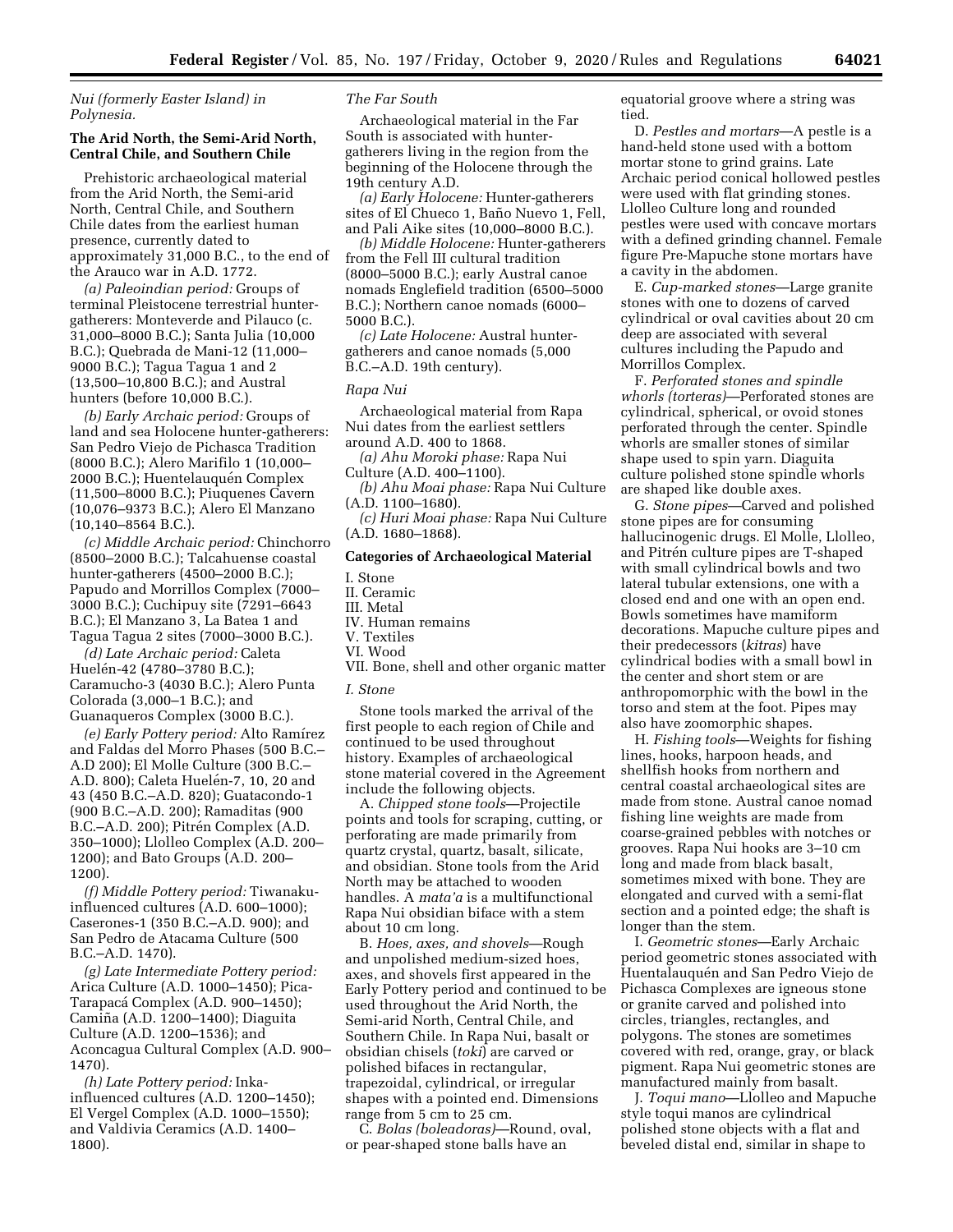Nui (formerly Easter Island) in Polynesia.

### The Arid North, the Semi-Arid North, Central Chile, and Southern Chile

Prehistoric archaeological material from the Arid North, the Semi-arid North, Central Chile, and Southern Chile dates from the earliest human presence, currently dated to approximately 31,000 B.C., to the end of the Arauco war in A.D. 1772.

*(a) Paleoindian period:* Groups of terminal Pleistocene terrestrial hunter-gatherers: Monteverde and Pilauco (c. 31,000–8000 B.C.); Santa Julia (10,000 B.C.); Quebrada de Mani-12 (11,000–9000 B.C.); Tagua Tagua 1 and 2 (13,500–10,800 B.C.); and Austral hunters (before 10,000 B.C.).

*(b) Early Archaic period:* Groups of land and sea Holocene hunter-gatherers: San Pedro Viejo de Pichasca Tradition (8000 B.C.); Alero Marifilo 1 (10,000–2000 B.C.); Huentelauquén Complex (11,500–8000 B.C.); Piuquenes Cavern (10,076–9373 B.C.); Alero El Manzano (10,140–8564 B.C.).

*(c) Middle Archaic period:* Chinchorro (8500–2000 B.C.); Talcahuense coastal hunter-gatherers (4500–2000 B.C.); Papudo and Morrillos Complex (7000–3000 B.C.); Cuchipuy site (7291–6643 B.C.); El Manzano 3, La Batea 1 and Tagua Tagua 2 sites (7000–3000 B.C.).

*(d) Late Archaic period:* Caleta Huelén-42 (4780–3780 B.C.); Caramucho-3 (4030 B.C.); Alero Punta Colorada (3,000–1 B.C.); and Guanaqueros Complex (3000 B.C.).

*(e) Early Pottery period:* Alto Ramírez and Faldas del Morro Phases (500 B.C.–A.D 200); El Molle Culture (300 B.C.–A.D. 800); Caleta Huelén-7, 10, 20 and 43 (450 B.C.–A.D. 820); Guatacondo-1 (900 B.C.–A.D. 200); Ramaditas (900 B.C.–A.D. 200); Pitrén Complex (A.D. 350–1000); Llolleo Complex (A.D. 200–1200); and Bato Groups (A.D. 200–1200).

*(f) Middle Pottery period:* Tiwanaku-influenced cultures (A.D. 600–1000); Caserones-1 (350 B.C.–A.D. 900); and San Pedro de Atacama Culture (500 B.C.–A.D. 1470).

*(g) Late Intermediate Pottery period:* Arica Culture (A.D. 1000–1450); Pica-Tarapacá Complex (A.D. 900–1450); Camiña (A.D. 1200–1400); Diaguita Culture (A.D. 1200–1536); and Aconcagua Cultural Complex (A.D. 900–1470).

*(h) Late Pottery period:* Inka-influenced cultures (A.D. 1200–1450); El Vergel Complex (A.D. 1000–1550); and Valdivia Ceramics (A.D. 1400–1800).

*The Far South*

Archaeological material in the Far South is associated with hunter-gatherers living in the region from the beginning of the Holocene through the 19th century A.D.

*(a) Early Holocene:* Hunter-gatherers sites of El Chueco 1, Baño Nuevo 1, Fell, and Pali Aike sites (10,000–8000 B.C.).

*(b) Middle Holocene:* Hunter-gatherers from the Fell III cultural tradition (8000–5000 B.C.); early Austral canoe nomads Englefield tradition (6500–5000 B.C.); Northern canoe nomads (6000–5000 B.C.).

*(c) Late Holocene:* Austral hunter-gatherers and canoe nomads (5,000 B.C.–A.D. 19th century).

*Rapa Nui*

Archaeological material from Rapa Nui dates from the earliest settlers around A.D. 400 to 1868.

*(a) Ahu Moroki phase:* Rapa Nui Culture (A.D. 400–1100).

*(b) Ahu Moai phase:* Rapa Nui Culture (A.D. 1100–1680).

*(c) Huri Moai phase:* Rapa Nui Culture (A.D. 1680–1868).

### Categories of Archaeological Material

I. Stone
II. Ceramic
III. Metal
IV. Human remains
V. Textiles
VI. Wood
VII. Bone, shell and other organic matter

*I. Stone*

Stone tools marked the arrival of the first people to each region of Chile and continued to be used throughout history. Examples of archaeological stone material covered in the Agreement include the following objects.

A. *Chipped stone tools*—Projectile points and tools for scraping, cutting, or perforating are made primarily from quartz crystal, quartz, basalt, silicate, and obsidian. Stone tools from the Arid North may be attached to wooden handles. A *mata'a* is a multifunctional Rapa Nui obsidian biface with a stem about 10 cm long.

B. *Hoes, axes, and shovels*—Rough and unpolished medium-sized hoes, axes, and shovels first appeared in the Early Pottery period and continued to be used throughout the Arid North, the Semi-arid North, Central Chile, and Southern Chile. In Rapa Nui, basalt or obsidian chisels (*toki*) are carved or polished bifaces in rectangular, trapezoidal, cylindrical, or irregular shapes with a pointed end. Dimensions range from 5 cm to 25 cm.

C. *Bolas (boleadoras)*—Round, oval, or pear-shaped stone balls have an equatorial groove where a string was tied.

D. *Pestles and mortars*—A pestle is a hand-held stone used with a bottom mortar stone to grind grains. Late Archaic period conical hollowed pestles were used with flat grinding stones. Llolleo Culture long and rounded pestles were used with concave mortars with a defined grinding channel. Female figure Pre-Mapuche stone mortars have a cavity in the abdomen.

E. *Cup-marked stones*—Large granite stones with one to dozens of carved cylindrical or oval cavities about 20 cm deep are associated with several cultures including the Papudo and Morrillos Complex.

F. *Perforated stones and spindle whorls (torteras)*—Perforated stones are cylindrical, spherical, or ovoid stones perforated through the center. Spindle whorls are smaller stones of similar shape used to spin yarn. Diaguita culture polished stone spindle whorls are shaped like double axes.

G. *Stone pipes*—Carved and polished stone pipes are for consuming hallucinogenic drugs. El Molle, Llolleo, and Pitrén culture pipes are T-shaped with small cylindrical bowls and two lateral tubular extensions, one with a closed end and one with an open end. Bowls sometimes have mamiform decorations. Mapuche culture pipes and their predecessors (*kitras*) have cylindrical bodies with a small bowl in the center and short stem or are anthropomorphic with the bowl in the torso and stem at the foot. Pipes may also have zoomorphic shapes.

H. *Fishing tools*—Weights for fishing lines, hooks, harpoon heads, and shellfish hooks from northern and central coastal archaeological sites are made from stone. Austral canoe nomad fishing line weights are made from coarse-grained pebbles with notches or grooves. Rapa Nui hooks are 3–10 cm long and made from black basalt, sometimes mixed with bone. They are elongated and curved with a semi-flat section and a pointed edge; the shaft is longer than the stem.

I. *Geometric stones*—Early Archaic period geometric stones associated with Huentalauquén and San Pedro Viejo de Pichasca Complexes are igneous stone or granite carved and polished into circles, triangles, rectangles, and polygons. The stones are sometimes covered with red, orange, gray, or black pigment. Rapa Nui geometric stones are manufactured mainly from basalt.

J. *Toqui mano*—Llolleo and Mapuche style toqui manos are cylindrical polished stone objects with a flat and beveled distal end, similar in shape to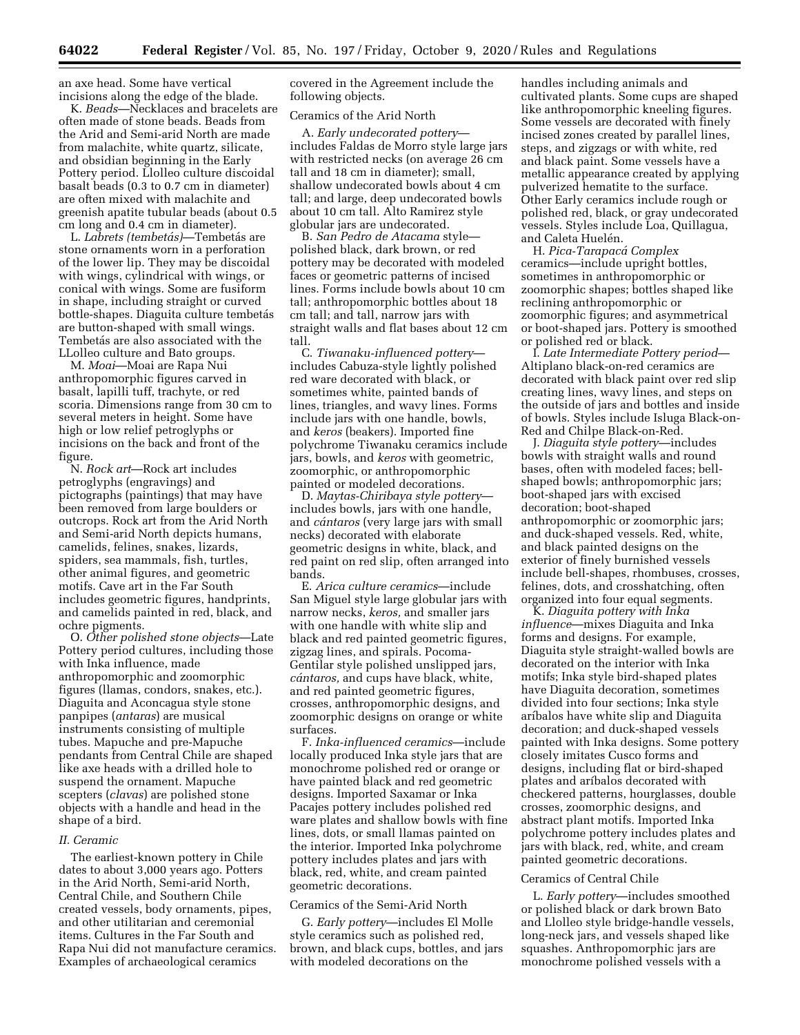an axe head. Some have vertical incisions along the edge of the blade.

K. *Beads*—Necklaces and bracelets are often made of stone beads. Beads from the Arid and Semi-arid North are made from malachite, white quartz, silicate, and obsidian beginning in the Early Pottery period. Llolleo culture discoidal basalt beads (0.3 to 0.7 cm in diameter) are often mixed with malachite and greenish apatite tubular beads (about 0.5 cm long and 0.4 cm in diameter).

L. *Labrets (tembetás)*—Tembetás are stone ornaments worn in a perforation of the lower lip. They may be discoidal with wings, cylindrical with wings, or conical with wings. Some are fusiform in shape, including straight or curved bottle-shapes. Diaguita culture tembetás are button-shaped with small wings. Tembetás are also associated with the LLolleo culture and Bato groups.

M. *Moai*—Moai are Rapa Nui anthropomorphic figures carved in basalt, lapilli tuff, trachyte, or red scoria. Dimensions range from 30 cm to several meters in height. Some have high or low relief petroglyphs or incisions on the back and front of the figure.

N. *Rock art*—Rock art includes petroglyphs (engravings) and pictographs (paintings) that may have been removed from large boulders or outcrops. Rock art from the Arid North and Semi-arid North depicts humans, camelids, felines, snakes, lizards, spiders, sea mammals, fish, turtles, other animal figures, and geometric motifs. Cave art in the Far South includes geometric figures, handprints, and camelids painted in red, black, and ochre pigments.

O. *Other polished stone objects*—Late Pottery period cultures, including those with Inka influence, made anthropomorphic and zoomorphic figures (llamas, condors, snakes, etc.). Diaguita and Aconcagua style stone panpipes (*antaras*) are musical instruments consisting of multiple tubes. Mapuche and pre-Mapuche pendants from Central Chile are shaped like axe heads with a drilled hole to suspend the ornament. Mapuche scepters (*clavas*) are polished stone objects with a handle and head in the shape of a bird.

### *II. Ceramic*

The earliest-known pottery in Chile dates to about 3,000 years ago. Potters in the Arid North, Semi-arid North, Central Chile, and Southern Chile created vessels, body ornaments, pipes, and other utilitarian and ceremonial items. Cultures in the Far South and Rapa Nui did not manufacture ceramics. Examples of archaeological ceramics covered in the Agreement include the following objects.

#### Ceramics of the Arid North

A. *Early undecorated pottery*—includes Faldas de Morro style large jars with restricted necks (on average 26 cm tall and 18 cm in diameter); small, shallow undecorated bowls about 4 cm tall; and large, deep undecorated bowls about 10 cm tall. Alto Ramirez style globular jars are undecorated.

B. *San Pedro de Atacama* style—polished black, dark brown, or red pottery may be decorated with modeled faces or geometric patterns of incised lines. Forms include bowls about 10 cm tall; anthropomorphic bottles about 18 cm tall; and tall, narrow jars with straight walls and flat bases about 12 cm tall.

C. *Tiwanaku-influenced pottery*—includes Cabuza-style lightly polished red ware decorated with black, or sometimes white, painted bands of lines, triangles, and wavy lines. Forms include jars with one handle, bowls, and *keros* (beakers). Imported fine polychrome Tiwanaku ceramics include jars, bowls, and *keros* with geometric, zoomorphic, or anthropomorphic painted or modeled decorations.

D. *Maytas-Chiribaya style pottery*—includes bowls, jars with one handle, and *cántaros* (very large jars with small necks) decorated with elaborate geometric designs in white, black, and red paint on red slip, often arranged into bands.

E. *Arica culture ceramics*—include San Miguel style large globular jars with narrow necks, *keros,* and smaller jars with one handle with white slip and black and red painted geometric figures, zigzag lines, and spirals. Pocoma-Gentilar style polished unslipped jars, *cántaros,* and cups have black, white, and red painted geometric figures, crosses, anthropomorphic designs, and zoomorphic designs on orange or white surfaces.

F. *Inka-influenced ceramics*—include locally produced Inka style jars that are monochrome polished red or orange or have painted black and red geometric designs. Imported Saxamar or Inka Pacajes pottery includes polished red ware plates and shallow bowls with fine lines, dots, or small llamas painted on the interior. Imported Inka polychrome pottery includes plates and jars with black, red, white, and cream painted geometric decorations.

#### Ceramics of the Semi-Arid North

G. *Early pottery*—includes El Molle style ceramics such as polished red, brown, and black cups, bottles, and jars with modeled decorations on the handles including animals and cultivated plants. Some cups are shaped like anthropomorphic kneeling figures. Some vessels are decorated with finely incised zones created by parallel lines, steps, and zigzags or with white, red and black paint. Some vessels have a metallic appearance created by applying pulverized hematite to the surface. Other Early ceramics include rough or polished red, black, or gray undecorated vessels. Styles include Loa, Quillagua, and Caleta Huelén.

H. *Pica-Tarapacá Complex* ceramics—include upright bottles, sometimes in anthropomorphic or zoomorphic shapes; bottles shaped like reclining anthropomorphic or zoomorphic figures; and asymmetrical or boot-shaped jars. Pottery is smoothed or polished red or black.

I. *Late Intermediate Pottery period*—Altiplano black-on-red ceramics are decorated with black paint over red slip creating lines, wavy lines, and steps on the outside of jars and bottles and inside of bowls. Styles include Isluga Black-on-Red and Chilpe Black-on-Red.

J. *Diaguita style pottery*—includes bowls with straight walls and round bases, often with modeled faces; bell-shaped bowls; anthropomorphic jars; boot-shaped jars with excised decoration; boot-shaped anthropomorphic or zoomorphic jars; and duck-shaped vessels. Red, white, and black painted designs on the exterior of finely burnished vessels include bell-shapes, rhombuses, crosses, felines, dots, and crosshatching, often organized into four equal segments.

K. *Diaguita pottery with Inka influence*—mixes Diaguita and Inka forms and designs. For example, Diaguita style straight-walled bowls are decorated on the interior with Inka motifs; Inka style bird-shaped plates have Diaguita decoration, sometimes divided into four sections; Inka style aríbalos have white slip and Diaguita decoration; and duck-shaped vessels painted with Inka designs. Some pottery closely imitates Cusco forms and designs, including flat or bird-shaped plates and aríbalos decorated with checkered patterns, hourglasses, double crosses, zoomorphic designs, and abstract plant motifs. Imported Inka polychrome pottery includes plates and jars with black, red, white, and cream painted geometric decorations.

#### Ceramics of Central Chile

L. *Early pottery*—includes smoothed or polished black or dark brown Bato and Llolleo style bridge-handle vessels, long-neck jars, and vessels shaped like squashes. Anthropomorphic jars are monochrome polished vessels with a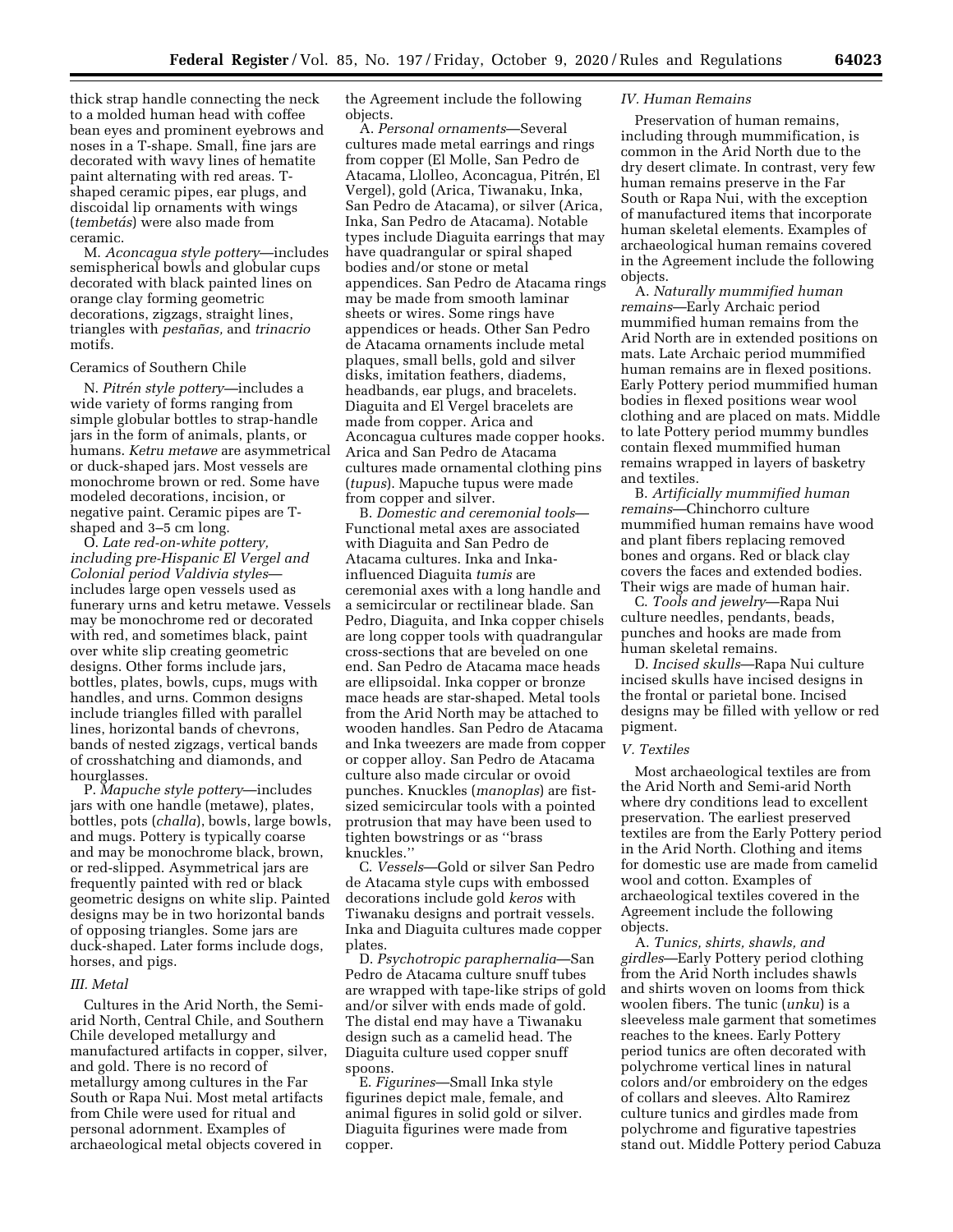thick strap handle connecting the neck to a molded human head with coffee bean eyes and prominent eyebrows and noses in a T-shape. Small, fine jars are decorated with wavy lines of hematite paint alternating with red areas. T-shaped ceramic pipes, ear plugs, and discoidal lip ornaments with wings (*tembetás*) were also made from ceramic.

M. *Aconcagua style pottery*—includes semispherical bowls and globular cups decorated with black painted lines on orange clay forming geometric decorations, zigzags, straight lines, triangles with *pestañas,* and *trinacrio* motifs.

Ceramics of Southern Chile

N. *Pitrén style pottery*—includes a wide variety of forms ranging from simple globular bottles to strap-handle jars in the form of animals, plants, or humans. *Ketru metawe* are asymmetrical or duck-shaped jars. Most vessels are monochrome brown or red. Some have modeled decorations, incision, or negative paint. Ceramic pipes are T-shaped and 3–5 cm long.

O. *Late red-on-white pottery, including pre-Hispanic El Vergel and Colonial period Valdivia styles*—includes large open vessels used as funerary urns and ketru metawe. Vessels may be monochrome red or decorated with red, and sometimes black, paint over white slip creating geometric designs. Other forms include jars, bottles, plates, bowls, cups, mugs with handles, and urns. Common designs include triangles filled with parallel lines, horizontal bands of chevrons, bands of nested zigzags, vertical bands of crosshatching and diamonds, and hourglasses.

P. *Mapuche style pottery*—includes jars with one handle (metawe), plates, bottles, pots (*challa*), bowls, large bowls, and mugs. Pottery is typically coarse and may be monochrome black, brown, or red-slipped. Asymmetrical jars are frequently painted with red or black geometric designs on white slip. Painted designs may be in two horizontal bands of opposing triangles. Some jars are duck-shaped. Later forms include dogs, horses, and pigs.

*III. Metal*

Cultures in the Arid North, the Semi-arid North, Central Chile, and Southern Chile developed metallurgy and manufactured artifacts in copper, silver, and gold. There is no record of metallurgy among cultures in the Far South or Rapa Nui. Most metal artifacts from Chile were used for ritual and personal adornment. Examples of archaeological metal objects covered in the Agreement include the following objects.

A. *Personal ornaments*—Several cultures made metal earrings and rings from copper (El Molle, San Pedro de Atacama, Llolleo, Aconcagua, Pitrén, El Vergel), gold (Arica, Tiwanaku, Inka, San Pedro de Atacama), or silver (Arica, Inka, San Pedro de Atacama). Notable types include Diaguita earrings that may have quadrangular or spiral shaped bodies and/or stone or metal appendices. San Pedro de Atacama rings may be made from smooth laminar sheets or wires. Some rings have appendices or heads. Other San Pedro de Atacama ornaments include metal plaques, small bells, gold and silver disks, imitation feathers, diadems, headbands, ear plugs, and bracelets. Diaguita and El Vergel bracelets are made from copper. Arica and Aconcagua cultures made copper hooks. Arica and San Pedro de Atacama cultures made ornamental clothing pins (*tupus*). Mapuche tupus were made from copper and silver.

B. *Domestic and ceremonial tools*—Functional metal axes are associated with Diaguita and San Pedro de Atacama cultures. Inka and Inka-influenced Diaguita *tumis* are ceremonial axes with a long handle and a semicircular or rectilinear blade. San Pedro, Diaguita, and Inka copper chisels are long copper tools with quadrangular cross-sections that are beveled on one end. San Pedro de Atacama mace heads are ellipsoidal. Inka copper or bronze mace heads are star-shaped. Metal tools from the Arid North may be attached to wooden handles. San Pedro de Atacama and Inka tweezers are made from copper or copper alloy. San Pedro de Atacama culture also made circular or ovoid punches. Knuckles (*manoplas*) are fist-sized semicircular tools with a pointed protrusion that may have been used to tighten bowstrings or as ''brass knuckles.''

C. *Vessels*—Gold or silver San Pedro de Atacama style cups with embossed decorations include gold *keros* with Tiwanaku designs and portrait vessels. Inka and Diaguita cultures made copper plates.

D. *Psychotropic paraphernalia*—San Pedro de Atacama culture snuff tubes are wrapped with tape-like strips of gold and/or silver with ends made of gold. The distal end may have a Tiwanaku design such as a camelid head. The Diaguita culture used copper snuff spoons.

E. *Figurines*—Small Inka style figurines depict male, female, and animal figures in solid gold or silver. Diaguita figurines were made from copper.

*IV. Human Remains*

Preservation of human remains, including through mummification, is common in the Arid North due to the dry desert climate. In contrast, very few human remains preserve in the Far South or Rapa Nui, with the exception of manufactured items that incorporate human skeletal elements. Examples of archaeological human remains covered in the Agreement include the following objects.

A. *Naturally mummified human remains*—Early Archaic period mummified human remains from the Arid North are in extended positions on mats. Late Archaic period mummified human remains are in flexed positions. Early Pottery period mummified human bodies in flexed positions wear wool clothing and are placed on mats. Middle to late Pottery period mummy bundles contain flexed mummified human remains wrapped in layers of basketry and textiles.

B. *Artificially mummified human remains*—Chinchorro culture mummified human remains have wood and plant fibers replacing removed bones and organs. Red or black clay covers the faces and extended bodies. Their wigs are made of human hair.

C. *Tools and jewelry*—Rapa Nui culture needles, pendants, beads, punches and hooks are made from human skeletal remains.

D. *Incised skulls*—Rapa Nui culture incised skulls have incised designs in the frontal or parietal bone. Incised designs may be filled with yellow or red pigment.

*V. Textiles*

Most archaeological textiles are from the Arid North and Semi-arid North where dry conditions lead to excellent preservation. The earliest preserved textiles are from the Early Pottery period in the Arid North. Clothing and items for domestic use are made from camelid wool and cotton. Examples of archaeological textiles covered in the Agreement include the following objects.

A. *Tunics, shirts, shawls, and girdles*—Early Pottery period clothing from the Arid North includes shawls and shirts woven on looms from thick woolen fibers. The tunic (*unku*) is a sleeveless male garment that sometimes reaches to the knees. Early Pottery period tunics are often decorated with polychrome vertical lines in natural colors and/or embroidery on the edges of collars and sleeves. Alto Ramirez culture tunics and girdles made from polychrome and figurative tapestries stand out. Middle Pottery period Cabuza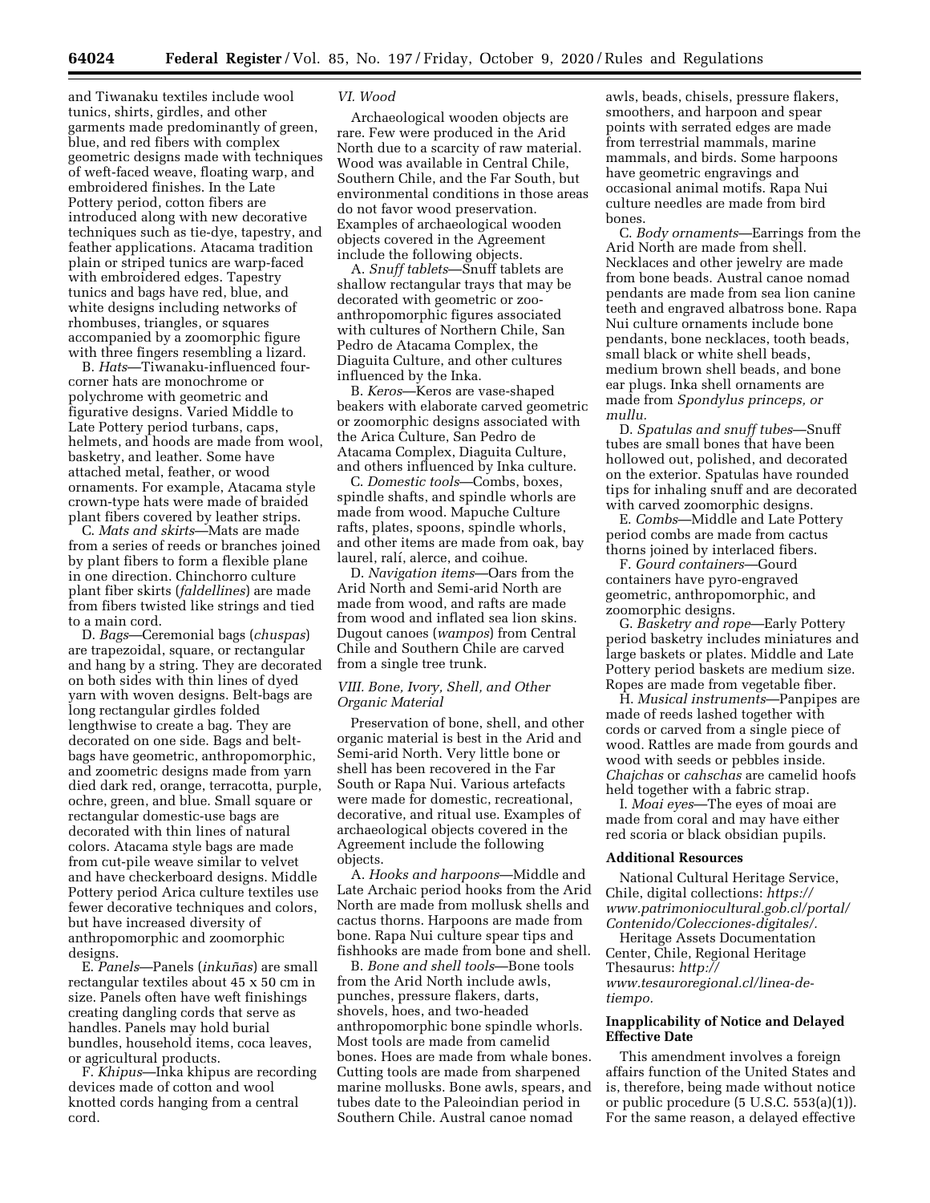and Tiwanaku textiles include wool tunics, shirts, girdles, and other garments made predominantly of green, blue, and red fibers with complex geometric designs made with techniques of weft-faced weave, floating warp, and embroidered finishes. In the Late Pottery period, cotton fibers are introduced along with new decorative techniques such as tie-dye, tapestry, and feather applications. Atacama tradition plain or striped tunics are warp-faced with embroidered edges. Tapestry tunics and bags have red, blue, and white designs including networks of rhombuses, triangles, or squares accompanied by a zoomorphic figure with three fingers resembling a lizard.

B. *Hats*—Tiwanaku-influenced four-corner hats are monochrome or polychrome with geometric and figurative designs. Varied Middle to Late Pottery period turbans, caps, helmets, and hoods are made from wool, basketry, and leather. Some have attached metal, feather, or wood ornaments. For example, Atacama style crown-type hats were made of braided plant fibers covered by leather strips.

C. *Mats and skirts*—Mats are made from a series of reeds or branches joined by plant fibers to form a flexible plane in one direction. Chinchorro culture plant fiber skirts (*faldellines*) are made from fibers twisted like strings and tied to a main cord.

D. *Bags*—Ceremonial bags (*chuspas*) are trapezoidal, square, or rectangular and hang by a string. They are decorated on both sides with thin lines of dyed yarn with woven designs. Belt-bags are long rectangular girdles folded lengthwise to create a bag. They are decorated on one side. Bags and belt-bags have geometric, anthropomorphic, and zoometric designs made from yarn died dark red, orange, terracotta, purple, ochre, green, and blue. Small square or rectangular domestic-use bags are decorated with thin lines of natural colors. Atacama style bags are made from cut-pile weave similar to velvet and have checkerboard designs. Middle Pottery period Arica culture textiles use fewer decorative techniques and colors, but have increased diversity of anthropomorphic and zoomorphic designs.

E. *Panels*—Panels (*inkuñas*) are small rectangular textiles about 45 x 50 cm in size. Panels often have weft finishings creating dangling cords that serve as handles. Panels may hold burial bundles, household items, coca leaves, or agricultural products.

F. *Khipus*—Inka khipus are recording devices made of cotton and wool knotted cords hanging from a central cord.

### *VI. Wood*

Archaeological wooden objects are rare. Few were produced in the Arid North due to a scarcity of raw material. Wood was available in Central Chile, Southern Chile, and the Far South, but environmental conditions in those areas do not favor wood preservation. Examples of archaeological wooden objects covered in the Agreement include the following objects.

A. *Snuff tablets*—Snuff tablets are shallow rectangular trays that may be decorated with geometric or zoo-anthropomorphic figures associated with cultures of Northern Chile, San Pedro de Atacama Complex, the Diaguita Culture, and other cultures influenced by the Inka.

B. *Keros*—Keros are vase-shaped beakers with elaborate carved geometric or zoomorphic designs associated with the Arica Culture, San Pedro de Atacama Complex, Diaguita Culture, and others influenced by Inka culture.

C. *Domestic tools*—Combs, boxes, spindle shafts, and spindle whorls are made from wood. Mapuche Culture rafts, plates, spoons, spindle whorls, and other items are made from oak, bay laurel, ralí, alerce, and coihue.

D. *Navigation items*—Oars from the Arid North and Semi-arid North are made from wood, and rafts are made from wood and inflated sea lion skins. Dugout canoes (*wampos*) from Central Chile and Southern Chile are carved from a single tree trunk.

### *VIII. Bone, Ivory, Shell, and Other Organic Material*

Preservation of bone, shell, and other organic material is best in the Arid and Semi-arid North. Very little bone or shell has been recovered in the Far South or Rapa Nui. Various artefacts were made for domestic, recreational, decorative, and ritual use. Examples of archaeological objects covered in the Agreement include the following objects.

A. *Hooks and harpoons*—Middle and Late Archaic period hooks from the Arid North are made from mollusk shells and cactus thorns. Harpoons are made from bone. Rapa Nui culture spear tips and fishhooks are made from bone and shell.

B. *Bone and shell tools*—Bone tools from the Arid North include awls, punches, pressure flakers, darts, shovels, hoes, and two-headed anthropomorphic bone spindle whorls. Most tools are made from camelid bones. Hoes are made from whale bones. Cutting tools are made from sharpened marine mollusks. Bone awls, spears, and tubes date to the Paleoindian period in Southern Chile. Austral canoe nomad awls, beads, chisels, pressure flakers, smoothers, and harpoon and spear points with serrated edges are made from terrestrial mammals, marine mammals, and birds. Some harpoons have geometric engravings and occasional animal motifs. Rapa Nui culture needles are made from bird bones.

C. *Body ornaments*—Earrings from the Arid North are made from shell. Necklaces and other jewelry are made from bone beads. Austral canoe nomad pendants are made from sea lion canine teeth and engraved albatross bone. Rapa Nui culture ornaments include bone pendants, bone necklaces, tooth beads, small black or white shell beads, medium brown shell beads, and bone ear plugs. Inka shell ornaments are made from *Spondylus princeps, or mullu.*

D. *Spatulas and snuff tubes*—Snuff tubes are small bones that have been hollowed out, polished, and decorated on the exterior. Spatulas have rounded tips for inhaling snuff and are decorated with carved zoomorphic designs.

E. *Combs*—Middle and Late Pottery period combs are made from cactus thorns joined by interlaced fibers.

F. *Gourd containers*—Gourd containers have pyro-engraved geometric, anthropomorphic, and zoomorphic designs.

G. *Basketry and rope*—Early Pottery period basketry includes miniatures and large baskets or plates. Middle and Late Pottery period baskets are medium size. Ropes are made from vegetable fiber.

H. *Musical instruments*—Panpipes are made of reeds lashed together with cords or carved from a single piece of wood. Rattles are made from gourds and wood with seeds or pebbles inside. *Chajchas* or *cahschas* are camelid hoofs held together with a fabric strap.

I. *Moai eyes*—The eyes of moai are made from coral and may have either red scoria or black obsidian pupils.

## Additional Resources

National Cultural Heritage Service, Chile, digital collections: *https://www.patrimoniocultural.gob.cl/portal/Contenido/Colecciones-digitales/.*

Heritage Assets Documentation Center, Chile, Regional Heritage Thesaurus: *http://www.tesauroregional.cl/linea-de-tiempo.*

## Inapplicability of Notice and Delayed Effective Date

This amendment involves a foreign affairs function of the United States and is, therefore, being made without notice or public procedure (5 U.S.C. 553(a)(1)). For the same reason, a delayed effective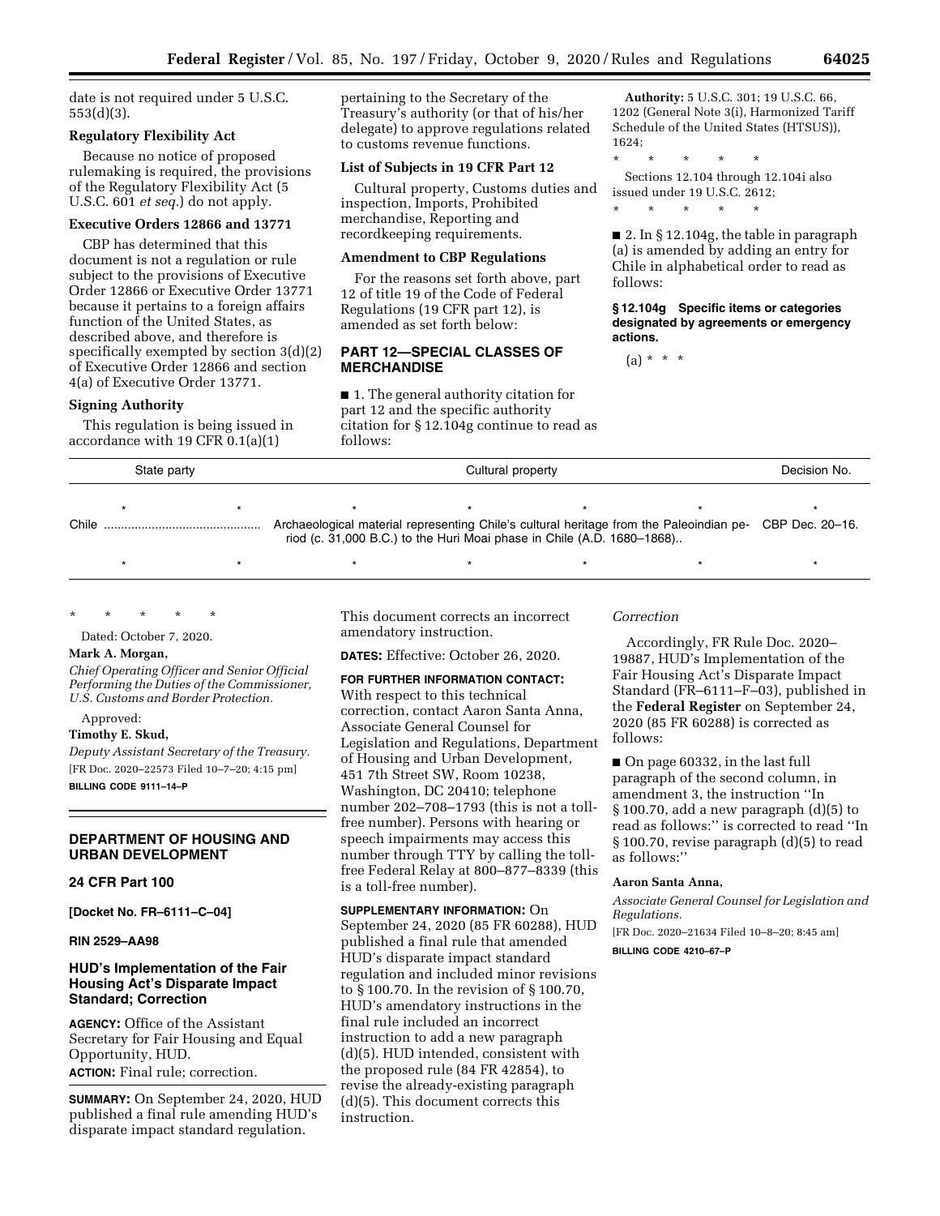date is not required under 5 U.S.C. 553(d)(3).

**Regulatory Flexibility Act**

Because no notice of proposed rulemaking is required, the provisions of the Regulatory Flexibility Act (5 U.S.C. 601 *et seq.*) do not apply.

**Executive Orders 12866 and 13771**

CBP has determined that this document is not a regulation or rule subject to the provisions of Executive Order 12866 or Executive Order 13771 because it pertains to a foreign affairs function of the United States, as described above, and therefore is specifically exempted by section 3(d)(2) of Executive Order 12866 and section 4(a) of Executive Order 13771.

**Signing Authority**

This regulation is being issued in accordance with 19 CFR 0.1(a)(1) pertaining to the Secretary of the Treasury's authority (or that of his/her delegate) to approve regulations related to customs revenue functions.

**List of Subjects in 19 CFR Part 12**

Cultural property, Customs duties and inspection, Imports, Prohibited merchandise, Reporting and recordkeeping requirements.

**Amendment to CBP Regulations**

For the reasons set forth above, part 12 of title 19 of the Code of Federal Regulations (19 CFR part 12), is amended as set forth below:

## PART 12—SPECIAL CLASSES OF MERCHANDISE

■ 1. The general authority citation for part 12 and the specific authority citation for § 12.104g continue to read as follows:

**Authority:** 5 U.S.C. 301; 19 U.S.C. 66, 1202 (General Note 3(i), Harmonized Tariff Schedule of the United States (HTSUS)), 1624;

\* \* \* \* \*

Sections 12.104 through 12.104i also issued under 19 U.S.C. 2612;

\* \* \* \* \*

■ 2. In § 12.104g, the table in paragraph (a) is amended by adding an entry for Chile in alphabetical order to read as follows:

**§ 12.104g Specific items or categories designated by agreements or emergency actions.**

(a) \* \* \*

| State party | Cultural property | Decision No. |
|---|---|---|
| \* \* | \* \* \* \* | \* |
| Chile | Archaeological material representing Chile's cultural heritage from the Paleoindian period (c. 31,000 B.C.) to the Huri Moai phase in Chile (A.D. 1680–1868).. | CBP Dec. 20–16. |
| \* \* | \* \* \* \* | \* |

\* \* \* \* \*

Dated: October 7, 2020.

**Mark A. Morgan,**

*Chief Operating Officer and Senior Official Performing the Duties of the Commissioner, U.S. Customs and Border Protection.*

Approved:

**Timothy E. Skud,**

*Deputy Assistant Secretary of the Treasury.*

[FR Doc. 2020–22573 Filed 10–7–20; 4:15 pm]

**BILLING CODE 9111–14–P**

## DEPARTMENT OF HOUSING AND URBAN DEVELOPMENT

### 24 CFR Part 100

**[Docket No. FR–6111–C–04]**

**RIN 2529–AA98**

### HUD's Implementation of the Fair Housing Act's Disparate Impact Standard; Correction

**AGENCY:** Office of the Assistant Secretary for Fair Housing and Equal Opportunity, HUD.

**ACTION:** Final rule; correction.

**SUMMARY:** On September 24, 2020, HUD published a final rule amending HUD's disparate impact standard regulation. This document corrects an incorrect amendatory instruction.

**DATES:** Effective: October 26, 2020.

**FOR FURTHER INFORMATION CONTACT:** With respect to this technical correction, contact Aaron Santa Anna, Associate General Counsel for Legislation and Regulations, Department of Housing and Urban Development, 451 7th Street SW, Room 10238, Washington, DC 20410; telephone number 202–708–1793 (this is not a toll-free number). Persons with hearing or speech impairments may access this number through TTY by calling the toll-free Federal Relay at 800–877–8339 (this is a toll-free number).

**SUPPLEMENTARY INFORMATION:** On September 24, 2020 (85 FR 60288), HUD published a final rule that amended HUD's disparate impact standard regulation and included minor revisions to § 100.70. In the revision of § 100.70, HUD's amendatory instructions in the final rule included an incorrect instruction to add a new paragraph (d)(5). HUD intended, consistent with the proposed rule (84 FR 42854), to revise the already-existing paragraph (d)(5). This document corrects this instruction.

*Correction*

Accordingly, FR Rule Doc. 2020–19887, HUD's Implementation of the Fair Housing Act's Disparate Impact Standard (FR–6111–F–03), published in the **Federal Register** on September 24, 2020 (85 FR 60288) is corrected as follows:

■ On page 60332, in the last full paragraph of the second column, in amendment 3, the instruction ''In § 100.70, add a new paragraph (d)(5) to read as follows:'' is corrected to read ''In § 100.70, revise paragraph (d)(5) to read as follows:''

**Aaron Santa Anna,**

*Associate General Counsel for Legislation and Regulations.*

[FR Doc. 2020–21634 Filed 10–8–20; 8:45 am]

**BILLING CODE 4210–67–P**